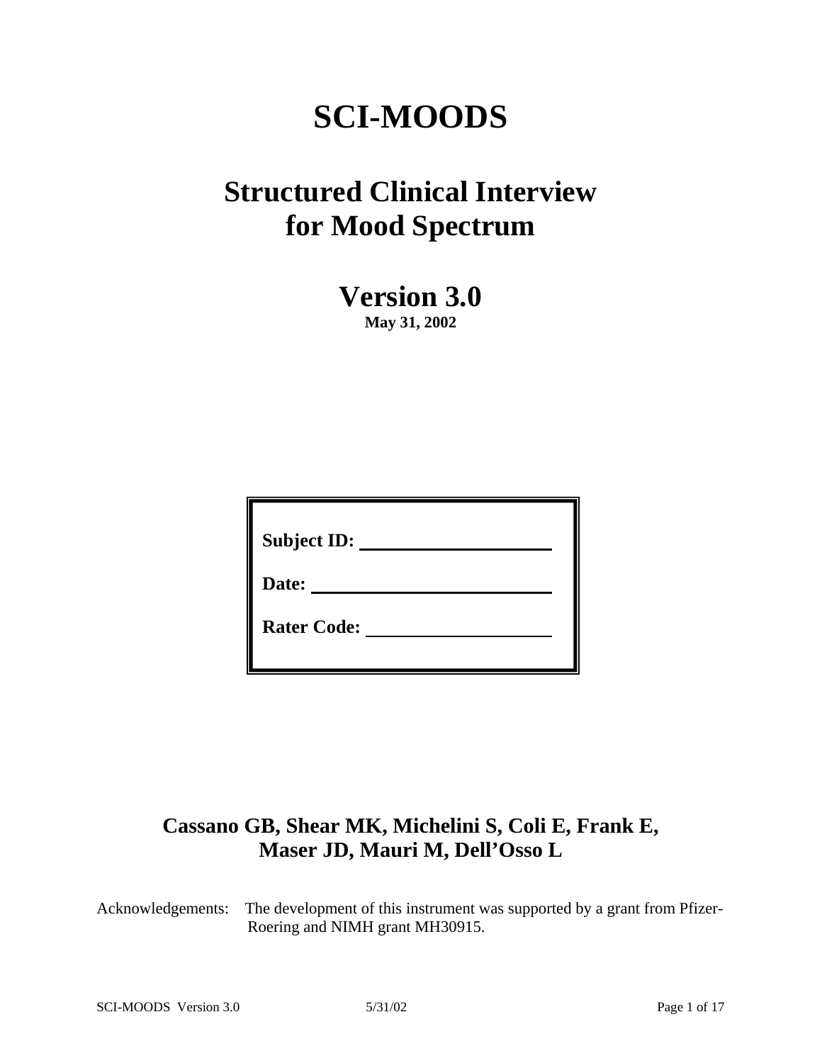# SCI-MOODS

## Structured Clinical Interview for Mood Spectrum

## Version 3.0

**May 31, 2002**

**Subject ID:** ____________________

**Date:** ____________________

**Rater Code:** ____________________

**Cassano GB, Shear MK, Michelini S, Coli E, Frank E, Maser JD, Mauri M, Dell'Osso L**

Acknowledgements: The development of this instrument was supported by a grant from Pfizer-Roering and NIMH grant MH30915.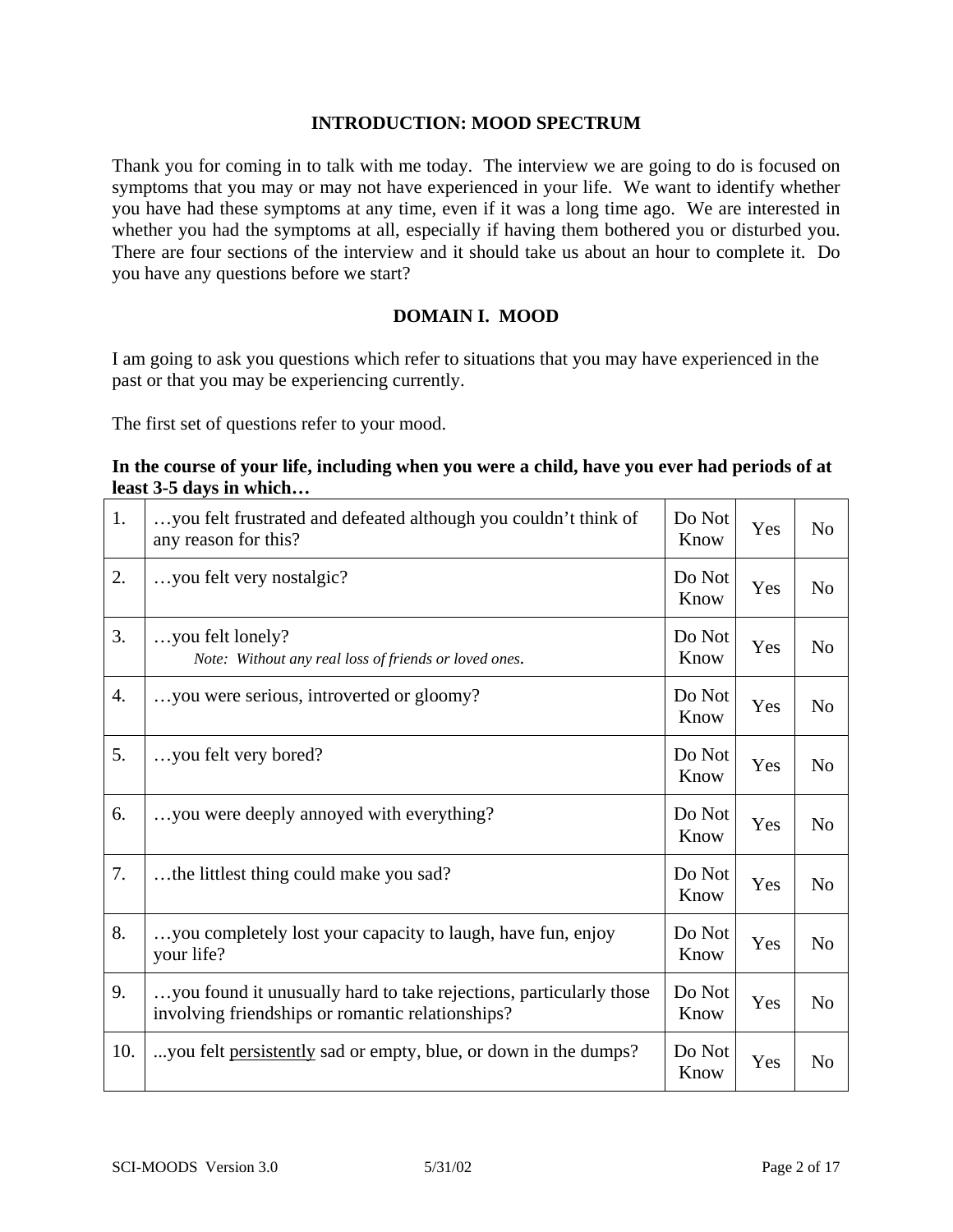## INTRODUCTION: MOOD SPECTRUM

Thank you for coming in to talk with me today. The interview we are going to do is focused on symptoms that you may or may not have experienced in your life. We want to identify whether you have had these symptoms at any time, even if it was a long time ago. We are interested in whether you had the symptoms at all, especially if having them bothered you or disturbed you. There are four sections of the interview and it should take us about an hour to complete it. Do you have any questions before we start?

## DOMAIN I. MOOD

I am going to ask you questions which refer to situations that you may have experienced in the past or that you may be experiencing currently.

The first set of questions refer to your mood.

**In the course of your life, including when you were a child, have you ever had periods of at least 3-5 days in which…**

| | | | | |
|---|---|---|---|---|
| 1. | …you felt frustrated and defeated although you couldn't think of any reason for this? | Do Not Know | Yes | No |
| 2. | …you felt very nostalgic? | Do Not Know | Yes | No |
| 3. | …you felt lonely? *Note: Without any real loss of friends or loved ones.* | Do Not Know | Yes | No |
| 4. | …you were serious, introverted or gloomy? | Do Not Know | Yes | No |
| 5. | …you felt very bored? | Do Not Know | Yes | No |
| 6. | …you were deeply annoyed with everything? | Do Not Know | Yes | No |
| 7. | …the littlest thing could make you sad? | Do Not Know | Yes | No |
| 8. | …you completely lost your capacity to laugh, have fun, enjoy your life? | Do Not Know | Yes | No |
| 9. | …you found it unusually hard to take rejections, particularly those involving friendships or romantic relationships? | Do Not Know | Yes | No |
| 10. | ...you felt <u>persistently</u> sad or empty, blue, or down in the dumps? | Do Not Know | Yes | No |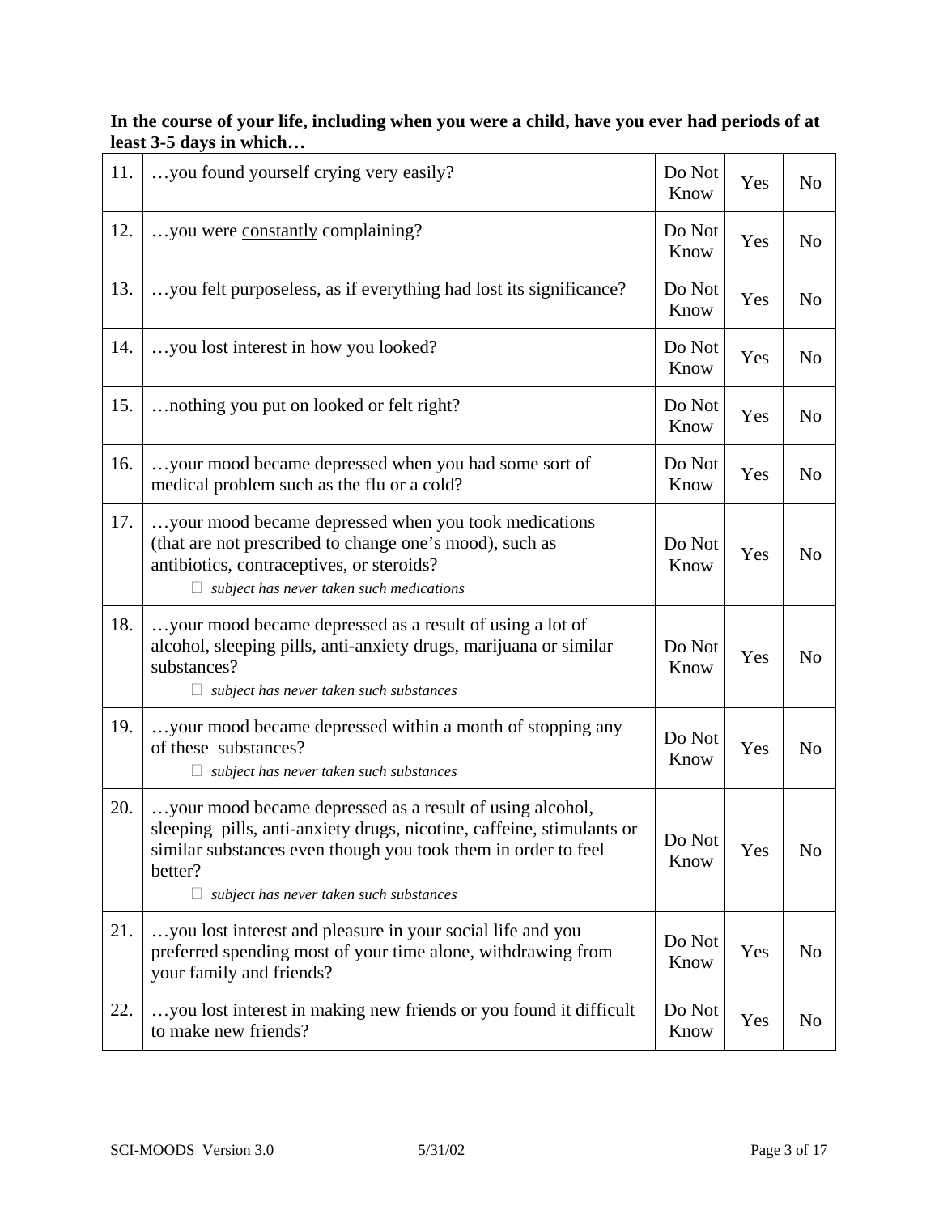**In the course of your life, including when you were a child, have you ever had periods of at least 3-5 days in which…**

| | | | | |
|---|---|---|---|---|
| 11. | …you found yourself crying very easily? | Do Not Know | Yes | No |
| 12. | …you were <u>constantly</u> complaining? | Do Not Know | Yes | No |
| 13. | …you felt purposeless, as if everything had lost its significance? | Do Not Know | Yes | No |
| 14. | …you lost interest in how you looked? | Do Not Know | Yes | No |
| 15. | …nothing you put on looked or felt right? | Do Not Know | Yes | No |
| 16. | …your mood became depressed when you had some sort of medical problem such as the flu or a cold? | Do Not Know | Yes | No |
| 17. | …your mood became depressed when you took medications (that are not prescribed to change one's mood), such as antibiotics, contraceptives, or steroids?<br>☐ *subject has never taken such medications* | Do Not Know | Yes | No |
| 18. | …your mood became depressed as a result of using a lot of alcohol, sleeping pills, anti-anxiety drugs, marijuana or similar substances?<br>☐ *subject has never taken such substances* | Do Not Know | Yes | No |
| 19. | …your mood became depressed within a month of stopping any of these substances?<br>☐ *subject has never taken such substances* | Do Not Know | Yes | No |
| 20. | …your mood became depressed as a result of using alcohol, sleeping pills, anti-anxiety drugs, nicotine, caffeine, stimulants or similar substances even though you took them in order to feel better?<br>☐ *subject has never taken such substances* | Do Not Know | Yes | No |
| 21. | …you lost interest and pleasure in your social life and you preferred spending most of your time alone, withdrawing from your family and friends? | Do Not Know | Yes | No |
| 22. | …you lost interest in making new friends or you found it difficult to make new friends? | Do Not Know | Yes | No |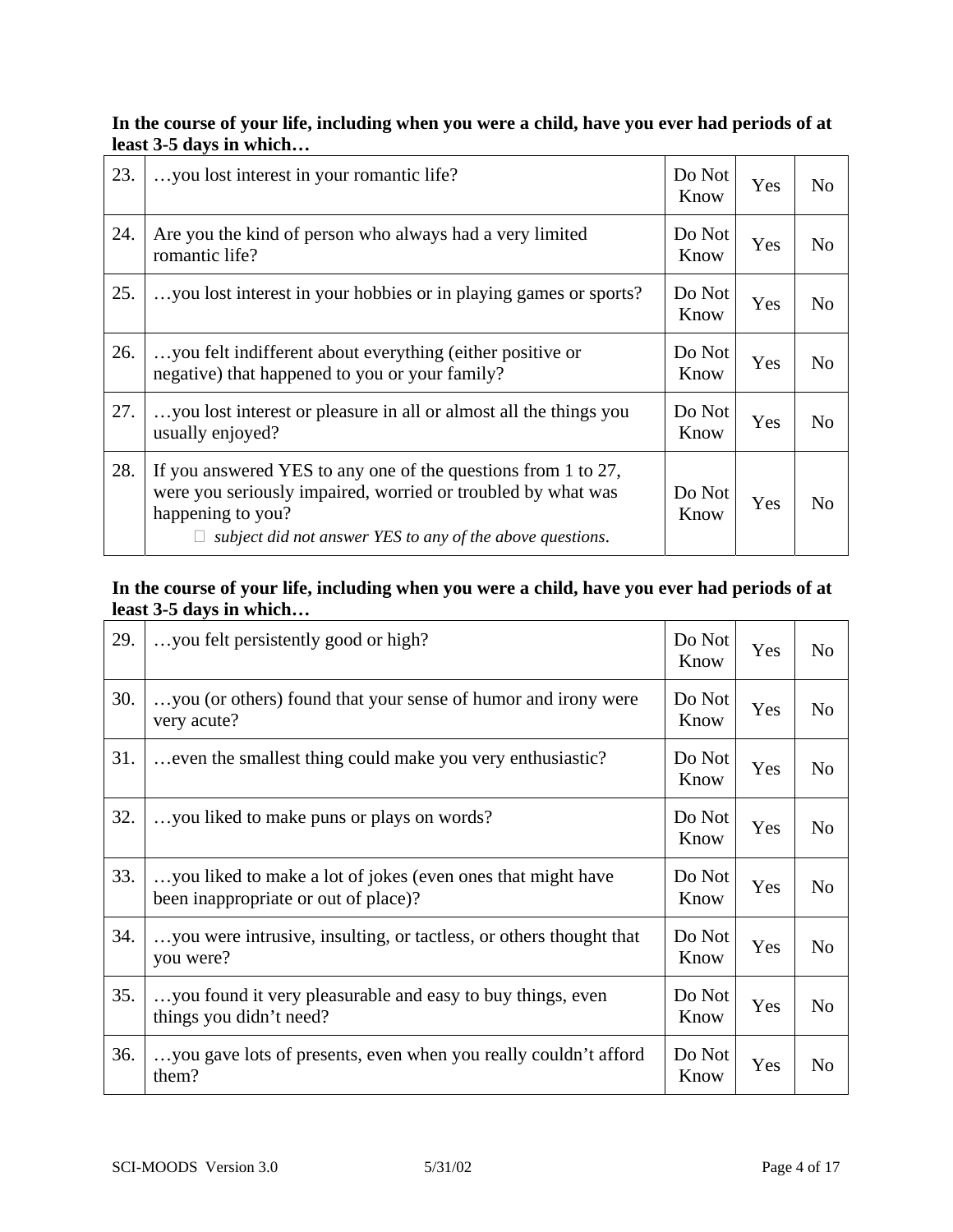**In the course of your life, including when you were a child, have you ever had periods of at least 3-5 days in which…**

| | | | | |
|---|---|---|---|---|
| 23. | …you lost interest in your romantic life? | Do Not Know | Yes | No |
| 24. | Are you the kind of person who always had a very limited romantic life? | Do Not Know | Yes | No |
| 25. | …you lost interest in your hobbies or in playing games or sports? | Do Not Know | Yes | No |
| 26. | …you felt indifferent about everything (either positive or negative) that happened to you or your family? | Do Not Know | Yes | No |
| 27. | …you lost interest or pleasure in all or almost all the things you usually enjoyed? | Do Not Know | Yes | No |
| 28. | If you answered YES to any one of the questions from 1 to 27, were you seriously impaired, worried or troubled by what was happening to you? ☐ *subject did not answer YES to any of the above questions*. | Do Not Know | Yes | No |

**In the course of your life, including when you were a child, have you ever had periods of at least 3-5 days in which…**

| | | | | |
|---|---|---|---|---|
| 29. | …you felt persistently good or high? | Do Not Know | Yes | No |
| 30. | …you (or others) found that your sense of humor and irony were very acute? | Do Not Know | Yes | No |
| 31. | …even the smallest thing could make you very enthusiastic? | Do Not Know | Yes | No |
| 32. | …you liked to make puns or plays on words? | Do Not Know | Yes | No |
| 33. | …you liked to make a lot of jokes (even ones that might have been inappropriate or out of place)? | Do Not Know | Yes | No |
| 34. | …you were intrusive, insulting, or tactless, or others thought that you were? | Do Not Know | Yes | No |
| 35. | …you found it very pleasurable and easy to buy things, even things you didn't need? | Do Not Know | Yes | No |
| 36. | …you gave lots of presents, even when you really couldn't afford them? | Do Not Know | Yes | No |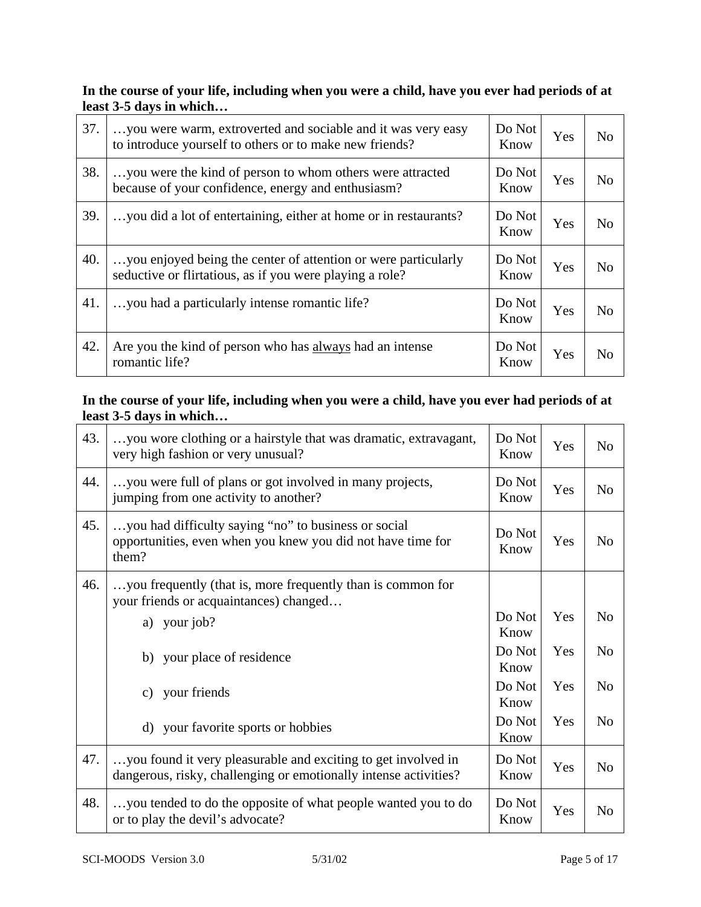**In the course of your life, including when you were a child, have you ever had periods of at least 3-5 days in which…**

| | | | | |
|---|---|---|---|---|
| 37. | …you were warm, extroverted and sociable and it was very easy to introduce yourself to others or to make new friends? | Do Not Know | Yes | No |
| 38. | …you were the kind of person to whom others were attracted because of your confidence, energy and enthusiasm? | Do Not Know | Yes | No |
| 39. | …you did a lot of entertaining, either at home or in restaurants? | Do Not Know | Yes | No |
| 40. | …you enjoyed being the center of attention or were particularly seductive or flirtatious, as if you were playing a role? | Do Not Know | Yes | No |
| 41. | …you had a particularly intense romantic life? | Do Not Know | Yes | No |
| 42. | Are you the kind of person who has <u>always</u> had an intense romantic life? | Do Not Know | Yes | No |

**In the course of your life, including when you were a child, have you ever had periods of at least 3-5 days in which…**

| | | | | |
|---|---|---|---|---|
| 43. | …you wore clothing or a hairstyle that was dramatic, extravagant, very high fashion or very unusual? | Do Not Know | Yes | No |
| 44. | …you were full of plans or got involved in many projects, jumping from one activity to another? | Do Not Know | Yes | No |
| 45. | …you had difficulty saying "no" to business or social opportunities, even when you knew you did not have time for them? | Do Not Know | Yes | No |
| 46. | …you frequently (that is, more frequently than is common for your friends or acquaintances) changed… | | | |
| | a) your job? | Do Not Know | Yes | No |
| | b) your place of residence | Do Not Know | Yes | No |
| | c) your friends | Do Not Know | Yes | No |
| | d) your favorite sports or hobbies | Do Not Know | Yes | No |
| 47. | …you found it very pleasurable and exciting to get involved in dangerous, risky, challenging or emotionally intense activities? | Do Not Know | Yes | No |
| 48. | …you tended to do the opposite of what people wanted you to do or to play the devil's advocate? | Do Not Know | Yes | No |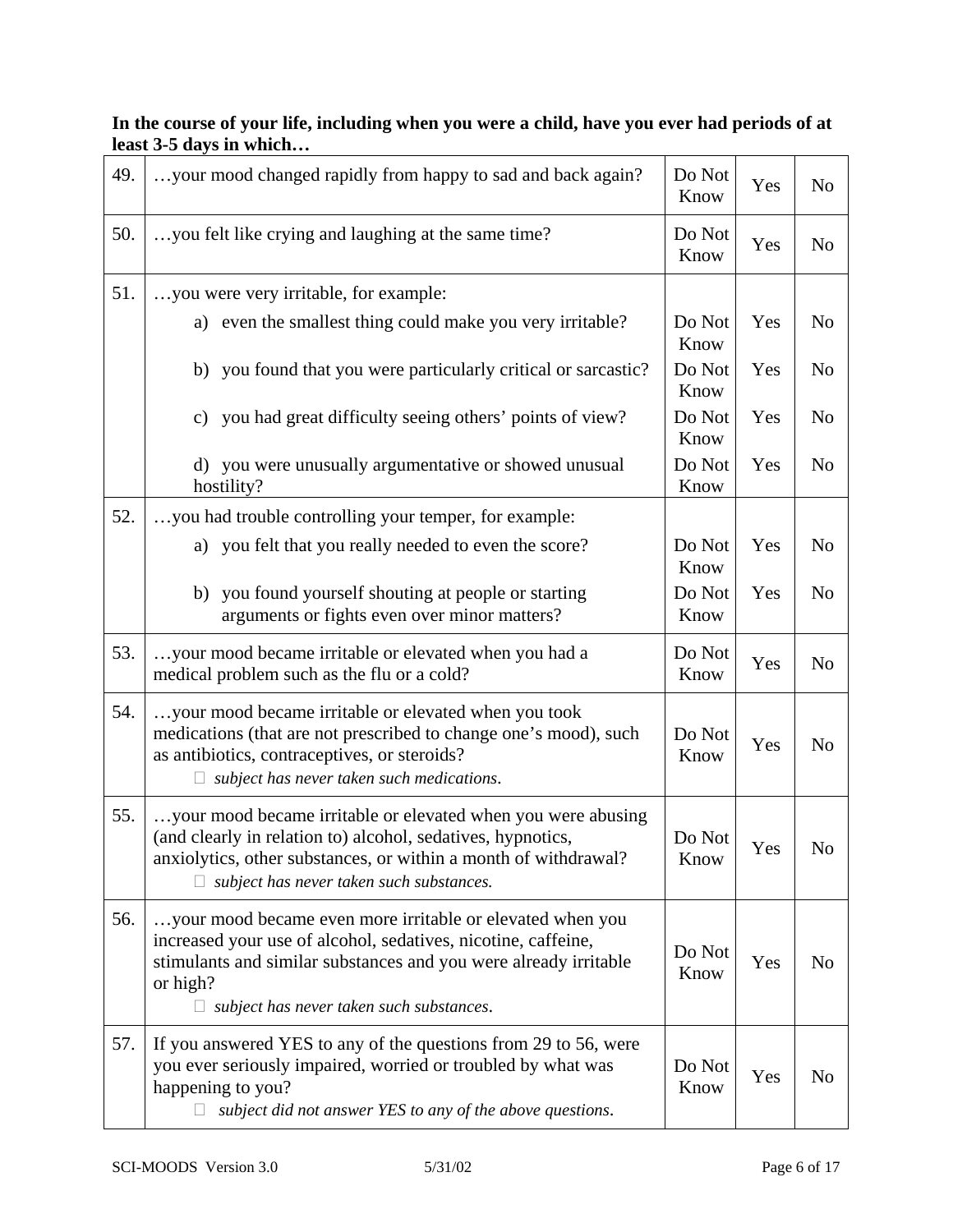**In the course of your life, including when you were a child, have you ever had periods of at least 3-5 days in which…**

| | | | | |
|---|---|---|---|---|
| 49. | …your mood changed rapidly from happy to sad and back again? | Do Not Know | Yes | No |
| 50. | …you felt like crying and laughing at the same time? | Do Not Know | Yes | No |
| 51. | …you were very irritable, for example: | | | |
| | a) even the smallest thing could make you very irritable? | Do Not Know | Yes | No |
| | b) you found that you were particularly critical or sarcastic? | Do Not Know | Yes | No |
| | c) you had great difficulty seeing others' points of view? | Do Not Know | Yes | No |
| | d) you were unusually argumentative or showed unusual hostility? | Do Not Know | Yes | No |
| 52. | …you had trouble controlling your temper, for example: | | | |
| | a) you felt that you really needed to even the score? | Do Not Know | Yes | No |
| | b) you found yourself shouting at people or starting arguments or fights even over minor matters? | Do Not Know | Yes | No |
| 53. | …your mood became irritable or elevated when you had a medical problem such as the flu or a cold? | Do Not Know | Yes | No |
| 54. | …your mood became irritable or elevated when you took medications (that are not prescribed to change one's mood), such as antibiotics, contraceptives, or steroids? ☐ *subject has never taken such medications*. | Do Not Know | Yes | No |
| 55. | …your mood became irritable or elevated when you were abusing (and clearly in relation to) alcohol, sedatives, hypnotics, anxiolytics, other substances, or within a month of withdrawal? ☐ *subject has never taken such substances.* | Do Not Know | Yes | No |
| 56. | …your mood became even more irritable or elevated when you increased your use of alcohol, sedatives, nicotine, caffeine, stimulants and similar substances and you were already irritable or high? ☐ *subject has never taken such substances*. | Do Not Know | Yes | No |
| 57. | If you answered YES to any of the questions from 29 to 56, were you ever seriously impaired, worried or troubled by what was happening to you? ☐ *subject did not answer YES to any of the above questions*. | Do Not Know | Yes | No |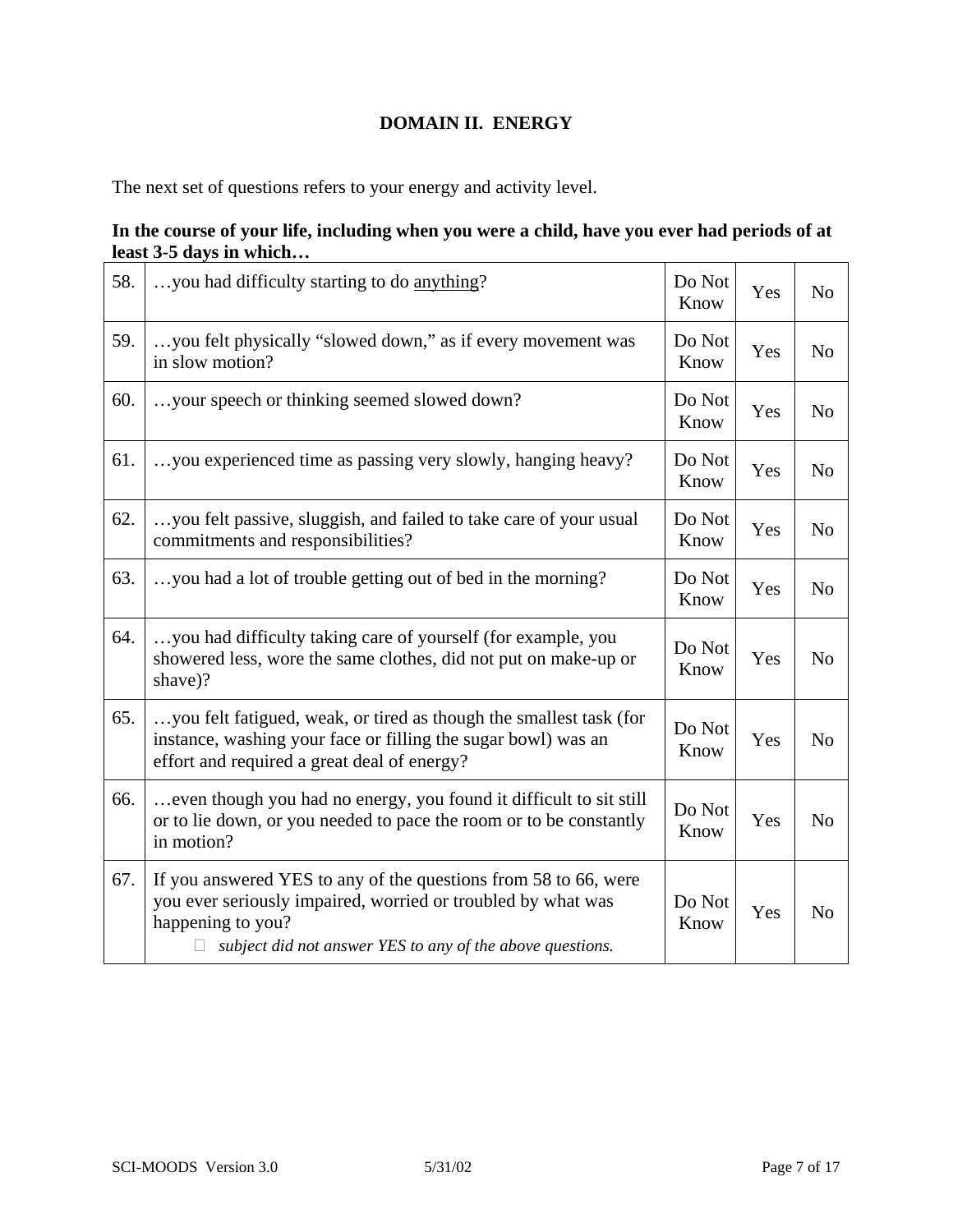## DOMAIN II. ENERGY

The next set of questions refers to your energy and activity level.

**In the course of your life, including when you were a child, have you ever had periods of at least 3-5 days in which…**

| | | | | |
|---|---|---|---|---|
| 58. | …you had difficulty starting to do <u>anything</u>? | Do Not Know | Yes | No |
| 59. | …you felt physically "slowed down," as if every movement was in slow motion? | Do Not Know | Yes | No |
| 60. | …your speech or thinking seemed slowed down? | Do Not Know | Yes | No |
| 61. | …you experienced time as passing very slowly, hanging heavy? | Do Not Know | Yes | No |
| 62. | …you felt passive, sluggish, and failed to take care of your usual commitments and responsibilities? | Do Not Know | Yes | No |
| 63. | …you had a lot of trouble getting out of bed in the morning? | Do Not Know | Yes | No |
| 64. | …you had difficulty taking care of yourself (for example, you showered less, wore the same clothes, did not put on make-up or shave)? | Do Not Know | Yes | No |
| 65. | …you felt fatigued, weak, or tired as though the smallest task (for instance, washing your face or filling the sugar bowl) was an effort and required a great deal of energy? | Do Not Know | Yes | No |
| 66. | …even though you had no energy, you found it difficult to sit still or to lie down, or you needed to pace the room or to be constantly in motion? | Do Not Know | Yes | No |
| 67. | If you answered YES to any of the questions from 58 to 66, were you ever seriously impaired, worried or troubled by what was happening to you? ☐ *subject did not answer YES to any of the above questions.* | Do Not Know | Yes | No |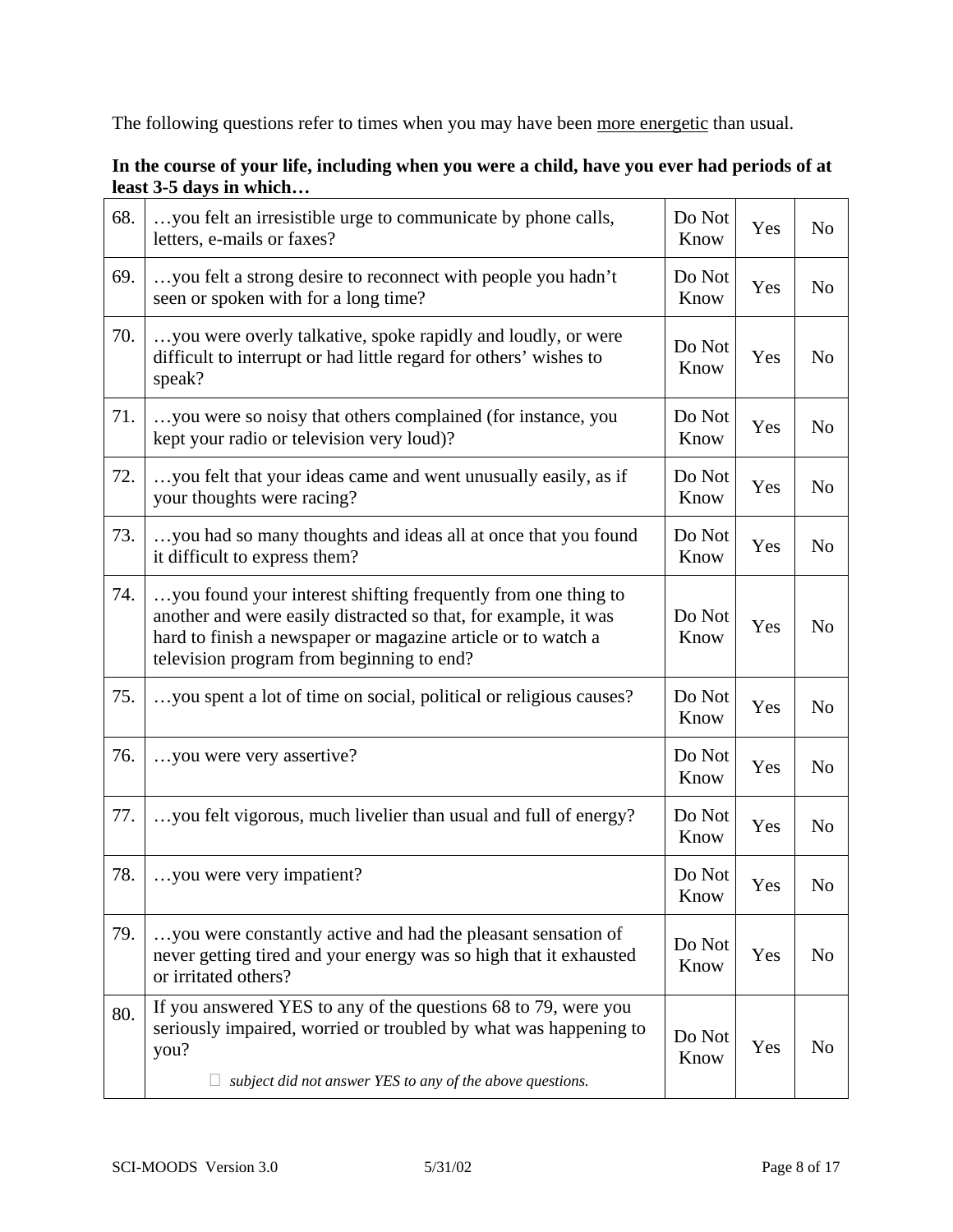The following questions refer to times when you may have been <u>more energetic</u> than usual.

**In the course of your life, including when you were a child, have you ever had periods of at least 3-5 days in which…**

| | | | | |
|---|---|---|---|---|
| 68. | …you felt an irresistible urge to communicate by phone calls, letters, e-mails or faxes? | Do Not Know | Yes | No |
| 69. | …you felt a strong desire to reconnect with people you hadn't seen or spoken with for a long time? | Do Not Know | Yes | No |
| 70. | …you were overly talkative, spoke rapidly and loudly, or were difficult to interrupt or had little regard for others' wishes to speak? | Do Not Know | Yes | No |
| 71. | …you were so noisy that others complained (for instance, you kept your radio or television very loud)? | Do Not Know | Yes | No |
| 72. | …you felt that your ideas came and went unusually easily, as if your thoughts were racing? | Do Not Know | Yes | No |
| 73. | …you had so many thoughts and ideas all at once that you found it difficult to express them? | Do Not Know | Yes | No |
| 74. | …you found your interest shifting frequently from one thing to another and were easily distracted so that, for example, it was hard to finish a newspaper or magazine article or to watch a television program from beginning to end? | Do Not Know | Yes | No |
| 75. | …you spent a lot of time on social, political or religious causes? | Do Not Know | Yes | No |
| 76. | …you were very assertive? | Do Not Know | Yes | No |
| 77. | …you felt vigorous, much livelier than usual and full of energy? | Do Not Know | Yes | No |
| 78. | …you were very impatient? | Do Not Know | Yes | No |
| 79. | …you were constantly active and had the pleasant sensation of never getting tired and your energy was so high that it exhausted or irritated others? | Do Not Know | Yes | No |
| 80. | If you answered YES to any of the questions 68 to 79, were you seriously impaired, worried or troubled by what was happening to you? ☐ *subject did not answer YES to any of the above questions.* | Do Not Know | Yes | No |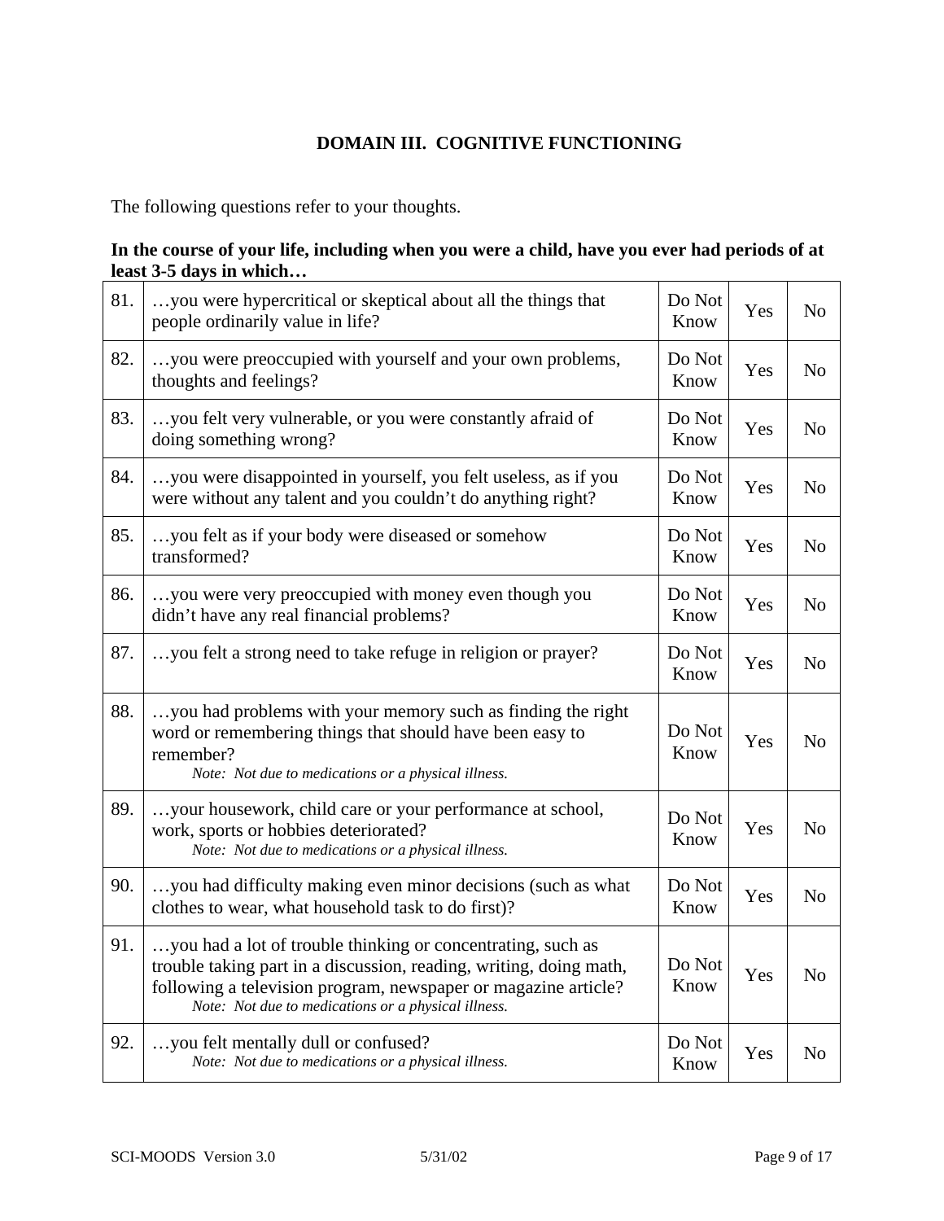## DOMAIN III. COGNITIVE FUNCTIONING

The following questions refer to your thoughts.

**In the course of your life, including when you were a child, have you ever had periods of at least 3-5 days in which…**

| | | | | |
|---|---|---|---|---|
| 81. | …you were hypercritical or skeptical about all the things that people ordinarily value in life? | Do Not Know | Yes | No |
| 82. | …you were preoccupied with yourself and your own problems, thoughts and feelings? | Do Not Know | Yes | No |
| 83. | …you felt very vulnerable, or you were constantly afraid of doing something wrong? | Do Not Know | Yes | No |
| 84. | …you were disappointed in yourself, you felt useless, as if you were without any talent and you couldn't do anything right? | Do Not Know | Yes | No |
| 85. | …you felt as if your body were diseased or somehow transformed? | Do Not Know | Yes | No |
| 86. | …you were very preoccupied with money even though you didn't have any real financial problems? | Do Not Know | Yes | No |
| 87. | …you felt a strong need to take refuge in religion or prayer? | Do Not Know | Yes | No |
| 88. | …you had problems with your memory such as finding the right word or remembering things that should have been easy to remember? *Note: Not due to medications or a physical illness.* | Do Not Know | Yes | No |
| 89. | …your housework, child care or your performance at school, work, sports or hobbies deteriorated? *Note: Not due to medications or a physical illness.* | Do Not Know | Yes | No |
| 90. | …you had difficulty making even minor decisions (such as what clothes to wear, what household task to do first)? | Do Not Know | Yes | No |
| 91. | …you had a lot of trouble thinking or concentrating, such as trouble taking part in a discussion, reading, writing, doing math, following a television program, newspaper or magazine article? *Note: Not due to medications or a physical illness.* | Do Not Know | Yes | No |
| 92. | …you felt mentally dull or confused? *Note: Not due to medications or a physical illness.* | Do Not Know | Yes | No |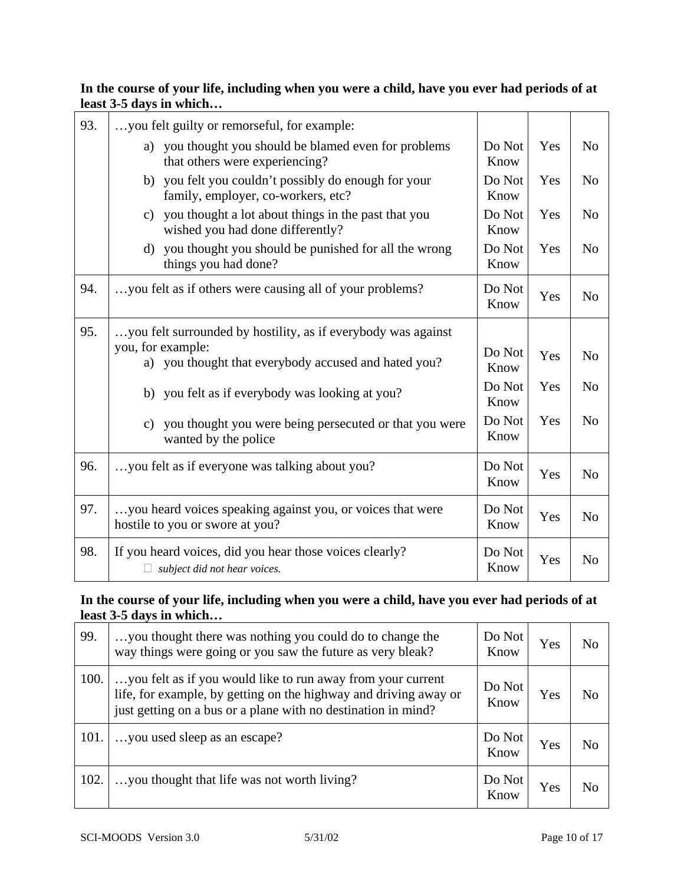**In the course of your life, including when you were a child, have you ever had periods of at least 3-5 days in which…**

| | | | | |
|---|---|---|---|---|
| 93. | …you felt guilty or remorseful, for example: | | | |
| | a) you thought you should be blamed even for problems that others were experiencing? | Do Not Know | Yes | No |
| | b) you felt you couldn't possibly do enough for your family, employer, co-workers, etc? | Do Not Know | Yes | No |
| | c) you thought a lot about things in the past that you wished you had done differently? | Do Not Know | Yes | No |
| | d) you thought you should be punished for all the wrong things you had done? | Do Not Know | Yes | No |
| 94. | …you felt as if others were causing all of your problems? | Do Not Know | Yes | No |
| 95. | …you felt surrounded by hostility, as if everybody was against you, for example: | | | |
| | a) you thought that everybody accused and hated you? | Do Not Know | Yes | No |
| | b) you felt as if everybody was looking at you? | Do Not Know | Yes | No |
| | c) you thought you were being persecuted or that you were wanted by the police | Do Not Know | Yes | No |
| 96. | …you felt as if everyone was talking about you? | Do Not Know | Yes | No |
| 97. | …you heard voices speaking against you, or voices that were hostile to you or swore at you? | Do Not Know | Yes | No |
| 98. | If you heard voices, did you hear those voices clearly?<br>☐ *subject did not hear voices.* | Do Not Know | Yes | No |

**In the course of your life, including when you were a child, have you ever had periods of at least 3-5 days in which…**

| | | | | |
|---|---|---|---|---|
| 99. | …you thought there was nothing you could do to change the way things were going or you saw the future as very bleak? | Do Not Know | Yes | No |
| 100. | …you felt as if you would like to run away from your current life, for example, by getting on the highway and driving away or just getting on a bus or a plane with no destination in mind? | Do Not Know | Yes | No |
| 101. | …you used sleep as an escape? | Do Not Know | Yes | No |
| 102. | …you thought that life was not worth living? | Do Not Know | Yes | No |

SCI-MOODS Version 3.0 5/31/02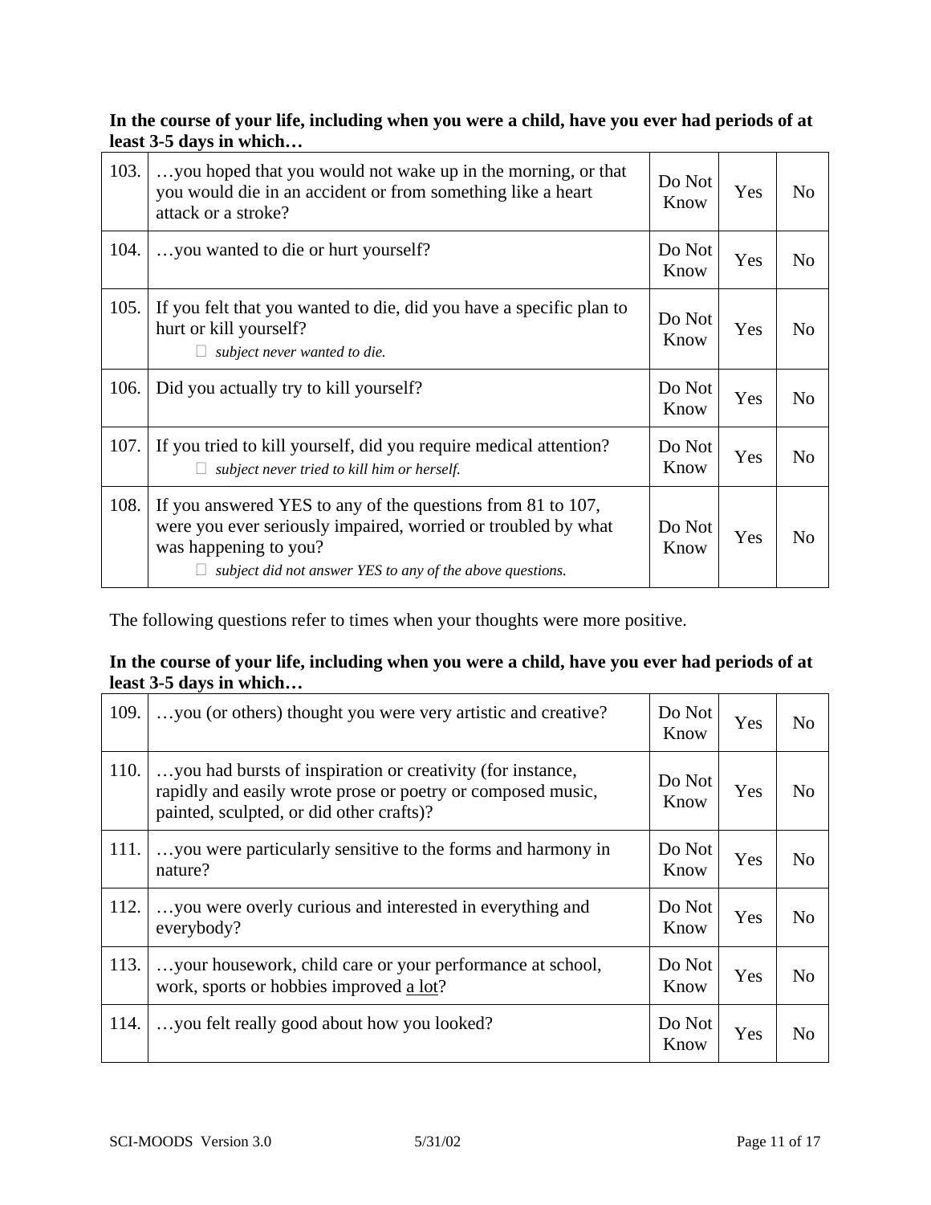**In the course of your life, including when you were a child, have you ever had periods of at least 3-5 days in which…**

| | | | | |
|---|---|---|---|---|
| 103. | …you hoped that you would not wake up in the morning, or that you would die in an accident or from something like a heart attack or a stroke? | Do Not Know | Yes | No |
| 104. | …you wanted to die or hurt yourself? | Do Not Know | Yes | No |
| 105. | If you felt that you wanted to die, did you have a specific plan to hurt or kill yourself? ☐ *subject never wanted to die.* | Do Not Know | Yes | No |
| 106. | Did you actually try to kill yourself? | Do Not Know | Yes | No |
| 107. | If you tried to kill yourself, did you require medical attention? ☐ *subject never tried to kill him or herself.* | Do Not Know | Yes | No |
| 108. | If you answered YES to any of the questions from 81 to 107, were you ever seriously impaired, worried or troubled by what was happening to you? ☐ *subject did not answer YES to any of the above questions.* | Do Not Know | Yes | No |

The following questions refer to times when your thoughts were more positive.

**In the course of your life, including when you were a child, have you ever had periods of at least 3-5 days in which…**

| | | | | |
|---|---|---|---|---|
| 109. | …you (or others) thought you were very artistic and creative? | Do Not Know | Yes | No |
| 110. | …you had bursts of inspiration or creativity (for instance, rapidly and easily wrote prose or poetry or composed music, painted, sculpted, or did other crafts)? | Do Not Know | Yes | No |
| 111. | …you were particularly sensitive to the forms and harmony in nature? | Do Not Know | Yes | No |
| 112. | …you were overly curious and interested in everything and everybody? | Do Not Know | Yes | No |
| 113. | …your housework, child care or your performance at school, work, sports or hobbies improved a lot? | Do Not Know | Yes | No |
| 114. | …you felt really good about how you looked? | Do Not Know | Yes | No |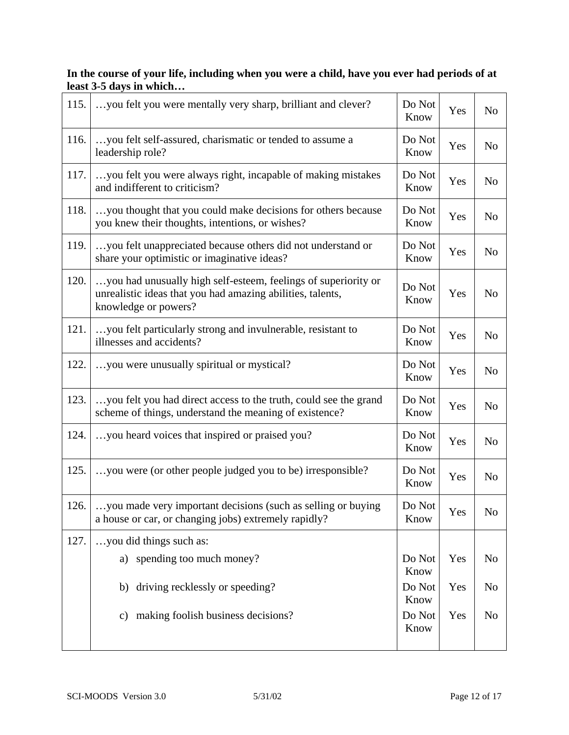**In the course of your life, including when you were a child, have you ever had periods of at least 3-5 days in which…**

| | | | | |
|---|---|---|---|---|
| 115. | …you felt you were mentally very sharp, brilliant and clever? | Do Not Know | Yes | No |
| 116. | …you felt self-assured, charismatic or tended to assume a leadership role? | Do Not Know | Yes | No |
| 117. | …you felt you were always right, incapable of making mistakes and indifferent to criticism? | Do Not Know | Yes | No |
| 118. | …you thought that you could make decisions for others because you knew their thoughts, intentions, or wishes? | Do Not Know | Yes | No |
| 119. | …you felt unappreciated because others did not understand or share your optimistic or imaginative ideas? | Do Not Know | Yes | No |
| 120. | …you had unusually high self-esteem, feelings of superiority or unrealistic ideas that you had amazing abilities, talents, knowledge or powers? | Do Not Know | Yes | No |
| 121. | …you felt particularly strong and invulnerable, resistant to illnesses and accidents? | Do Not Know | Yes | No |
| 122. | …you were unusually spiritual or mystical? | Do Not Know | Yes | No |
| 123. | …you felt you had direct access to the truth, could see the grand scheme of things, understand the meaning of existence? | Do Not Know | Yes | No |
| 124. | …you heard voices that inspired or praised you? | Do Not Know | Yes | No |
| 125. | …you were (or other people judged you to be) irresponsible? | Do Not Know | Yes | No |
| 126. | …you made very important decisions (such as selling or buying a house or car, or changing jobs) extremely rapidly? | Do Not Know | Yes | No |
| 127. | …you did things such as: | | | |
| | a) spending too much money? | Do Not Know | Yes | No |
| | b) driving recklessly or speeding? | Do Not Know | Yes | No |
| | c) making foolish business decisions? | Do Not Know | Yes | No |

SCI-MOODS Version 3.0 5/31/02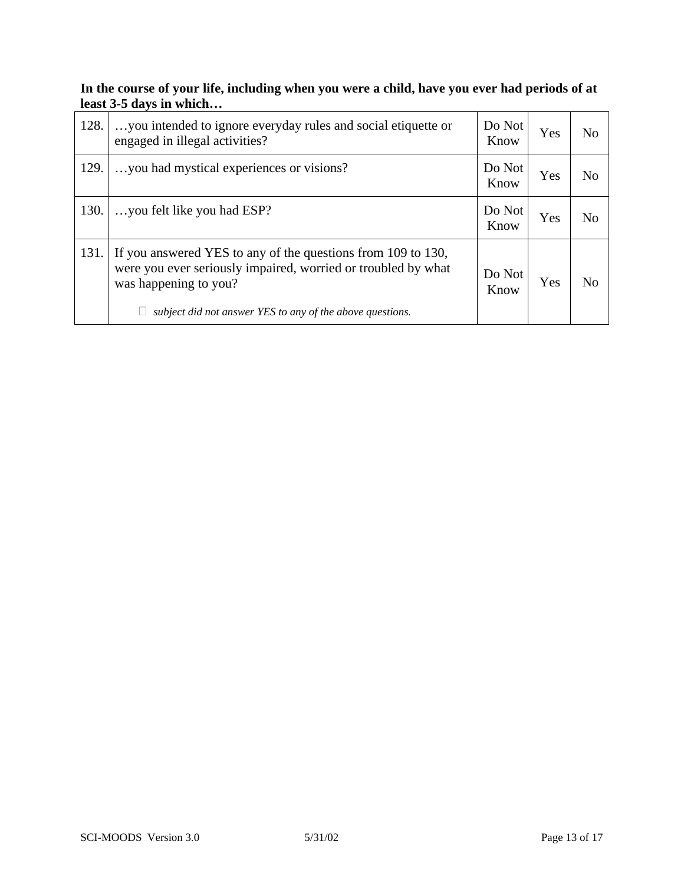**In the course of your life, including when you were a child, have you ever had periods of at least 3-5 days in which…**

| | | | | |
|---|---|---|---|---|
| 128. | …you intended to ignore everyday rules and social etiquette or engaged in illegal activities? | Do Not Know | Yes | No |
| 129. | …you had mystical experiences or visions? | Do Not Know | Yes | No |
| 130. | …you felt like you had ESP? | Do Not Know | Yes | No |
| 131. | If you answered YES to any of the questions from 109 to 130, were you ever seriously impaired, worried or troubled by what was happening to you?<br><br>☐ *subject did not answer YES to any of the above questions.* | Do Not Know | Yes | No |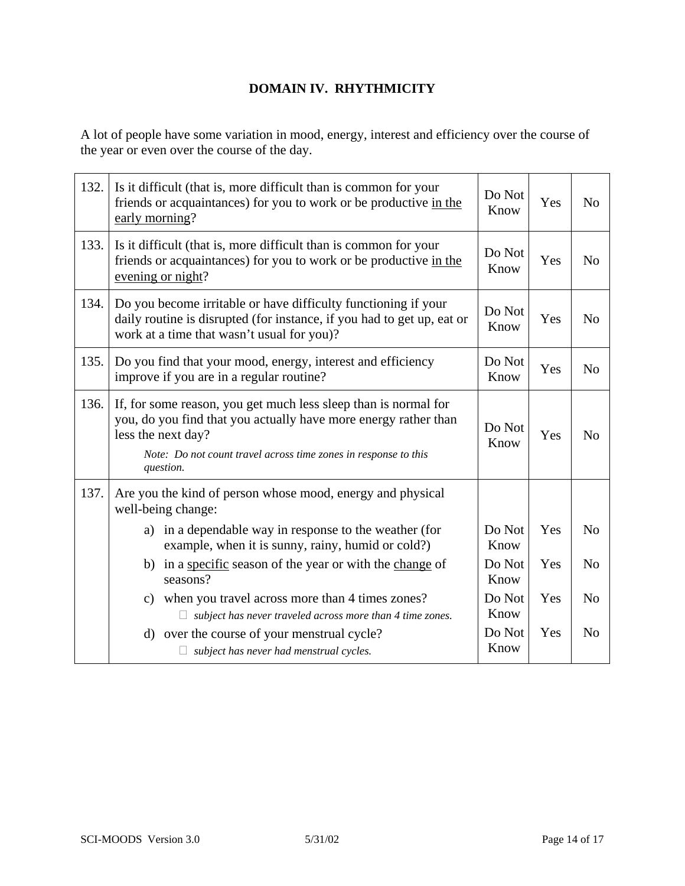## DOMAIN IV. RHYTHMICITY

A lot of people have some variation in mood, energy, interest and efficiency over the course of the year or even over the course of the day.

| | | | | |
|---|---|---|---|---|
| 132. | Is it difficult (that is, more difficult than is common for your friends or acquaintances) for you to work or be productive <u>in the early morning</u>? | Do Not Know | Yes | No |
| 133. | Is it difficult (that is, more difficult than is common for your friends or acquaintances) for you to work or be productive <u>in the evening or night</u>? | Do Not Know | Yes | No |
| 134. | Do you become irritable or have difficulty functioning if your daily routine is disrupted (for instance, if you had to get up, eat or work at a time that wasn't usual for you)? | Do Not Know | Yes | No |
| 135. | Do you find that your mood, energy, interest and efficiency improve if you are in a regular routine? | Do Not Know | Yes | No |
| 136. | If, for some reason, you get much less sleep than is normal for you, do you find that you actually have more energy rather than less the next day? *Note: Do not count travel across time zones in response to this question.* | Do Not Know | Yes | No |
| 137. | Are you the kind of person whose mood, energy and physical well-being change: | | | |
| | a) in a dependable way in response to the weather (for example, when it is sunny, rainy, humid or cold?) | Do Not Know | Yes | No |
| | b) in a <u>specific</u> season of the year or with the <u>change</u> of seasons? | Do Not Know | Yes | No |
| | c) when you travel across more than 4 times zones? ☐ *subject has never traveled across more than 4 time zones.* | Do Not Know | Yes | No |
| | d) over the course of your menstrual cycle? ☐ *subject has never had menstrual cycles.* | Do Not Know | Yes | No |

SCI-MOODS Version 3.0 5/31/02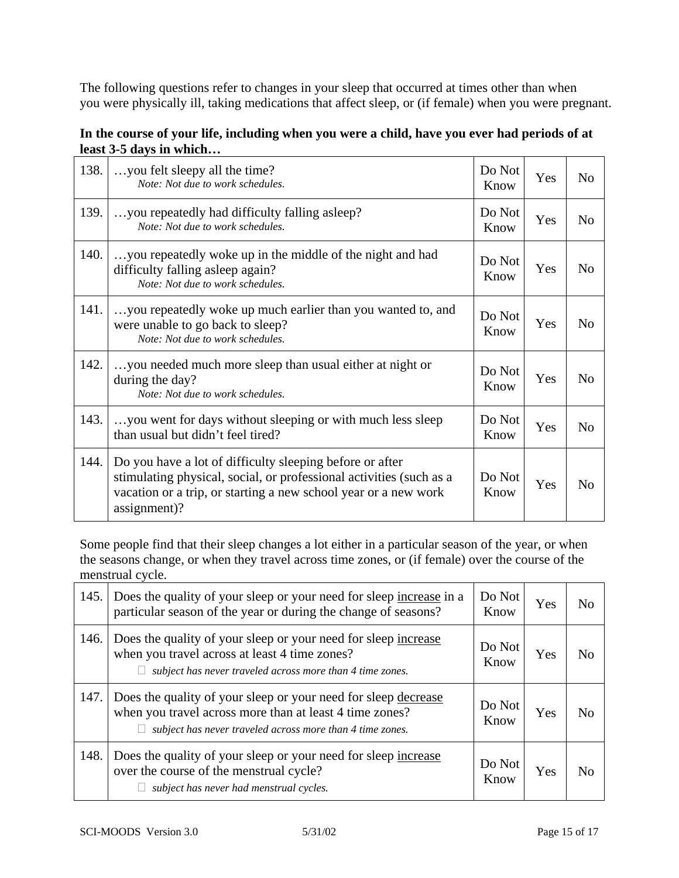The following questions refer to changes in your sleep that occurred at times other than when you were physically ill, taking medications that affect sleep, or (if female) when you were pregnant.

**In the course of your life, including when you were a child, have you ever had periods of at least 3-5 days in which…**

| | | | | |
|---|---|---|---|---|
| 138. | …you felt sleepy all the time? *Note: Not due to work schedules.* | Do Not Know | Yes | No |
| 139. | …you repeatedly had difficulty falling asleep? *Note: Not due to work schedules.* | Do Not Know | Yes | No |
| 140. | …you repeatedly woke up in the middle of the night and had difficulty falling asleep again? *Note: Not due to work schedules.* | Do Not Know | Yes | No |
| 141. | …you repeatedly woke up much earlier than you wanted to, and were unable to go back to sleep? *Note: Not due to work schedules.* | Do Not Know | Yes | No |
| 142. | …you needed much more sleep than usual either at night or during the day? *Note: Not due to work schedules.* | Do Not Know | Yes | No |
| 143. | …you went for days without sleeping or with much less sleep than usual but didn't feel tired? | Do Not Know | Yes | No |
| 144. | Do you have a lot of difficulty sleeping before or after stimulating physical, social, or professional activities (such as a vacation or a trip, or starting a new school year or a new work assignment)? | Do Not Know | Yes | No |

Some people find that their sleep changes a lot either in a particular season of the year, or when the seasons change, or when they travel across time zones, or (if female) over the course of the menstrual cycle.

| | | | | |
|---|---|---|---|---|
| 145. | Does the quality of your sleep or your need for sleep <u>increase</u> in a particular season of the year or during the change of seasons? | Do Not Know | Yes | No |
| 146. | Does the quality of your sleep or your need for sleep <u>increase</u> when you travel across at least 4 time zones? ☐ *subject has never traveled across more than 4 time zones.* | Do Not Know | Yes | No |
| 147. | Does the quality of your sleep or your need for sleep <u>decrease</u> when you travel across more than at least 4 time zones? ☐ *subject has never traveled across more than 4 time zones.* | Do Not Know | Yes | No |
| 148. | Does the quality of your sleep or your need for sleep <u>increase</u> over the course of the menstrual cycle? ☐ *subject has never had menstrual cycles.* | Do Not Know | Yes | No |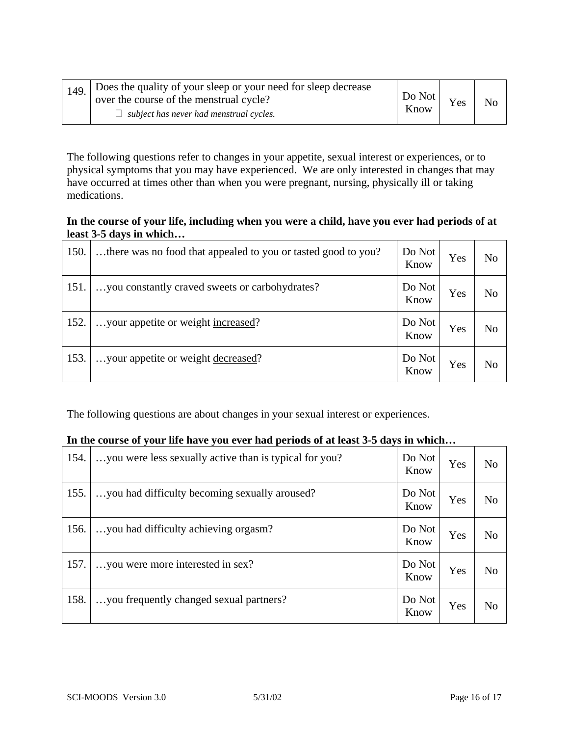| | | | | |
|---|---|---|---|---|
| 149. | Does the quality of your sleep or your need for sleep <u>decrease</u> over the course of the menstrual cycle?<br>☐ *subject has never had menstrual cycles.* | Do Not Know | Yes | No |

The following questions refer to changes in your appetite, sexual interest or experiences, or to physical symptoms that you may have experienced. We are only interested in changes that may have occurred at times other than when you were pregnant, nursing, physically ill or taking medications.

**In the course of your life, including when you were a child, have you ever had periods of at least 3-5 days in which…**

| | | | | |
|---|---|---|---|---|
| 150. | …there was no food that appealed to you or tasted good to you? | Do Not Know | Yes | No |
| 151. | …you constantly craved sweets or carbohydrates? | Do Not Know | Yes | No |
| 152. | …your appetite or weight <u>increased</u>? | Do Not Know | Yes | No |
| 153. | …your appetite or weight <u>decreased</u>? | Do Not Know | Yes | No |

The following questions are about changes in your sexual interest or experiences.

**In the course of your life have you ever had periods of at least 3-5 days in which…**

| | | | | |
|---|---|---|---|---|
| 154. | …you were less sexually active than is typical for you? | Do Not Know | Yes | No |
| 155. | …you had difficulty becoming sexually aroused? | Do Not Know | Yes | No |
| 156. | …you had difficulty achieving orgasm? | Do Not Know | Yes | No |
| 157. | …you were more interested in sex? | Do Not Know | Yes | No |
| 158. | …you frequently changed sexual partners? | Do Not Know | Yes | No |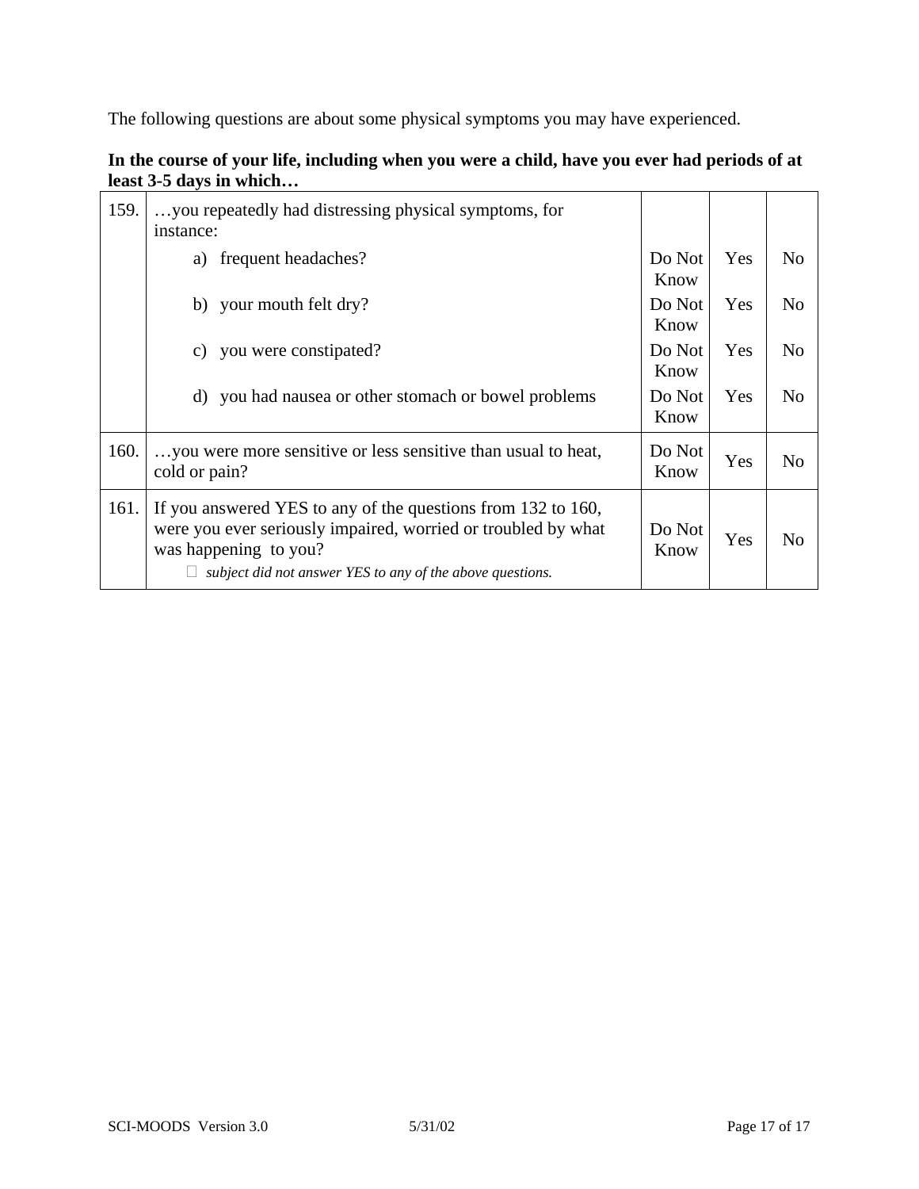The following questions are about some physical symptoms you may have experienced.

**In the course of your life, including when you were a child, have you ever had periods of at least 3-5 days in which…**

| | | | | |
|---|---|---|---|---|
| 159. | …you repeatedly had distressing physical symptoms, for instance: | | | |
| | a) frequent headaches? | Do Not Know | Yes | No |
| | b) your mouth felt dry? | Do Not Know | Yes | No |
| | c) you were constipated? | Do Not Know | Yes | No |
| | d) you had nausea or other stomach or bowel problems | Do Not Know | Yes | No |
| 160. | …you were more sensitive or less sensitive than usual to heat, cold or pain? | Do Not Know | Yes | No |
| 161. | If you answered YES to any of the questions from 132 to 160, were you ever seriously impaired, worried or troubled by what was happening to you? ☐ *subject did not answer YES to any of the above questions.* | Do Not Know | Yes | No |